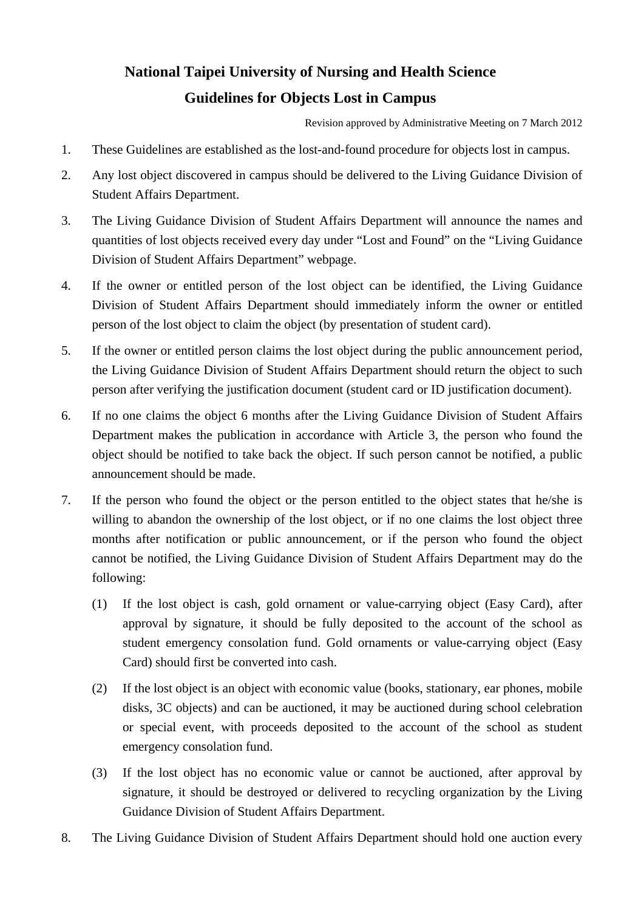# National Taipei University of Nursing and Health Science
## Guidelines for Objects Lost in Campus

Revision approved by Administrative Meeting on 7 March 2012

1. These Guidelines are established as the lost-and-found procedure for objects lost in campus.
2. Any lost object discovered in campus should be delivered to the Living Guidance Division of Student Affairs Department.
3. The Living Guidance Division of Student Affairs Department will announce the names and quantities of lost objects received every day under "Lost and Found" on the "Living Guidance Division of Student Affairs Department" webpage.
4. If the owner or entitled person of the lost object can be identified, the Living Guidance Division of Student Affairs Department should immediately inform the owner or entitled person of the lost object to claim the object (by presentation of student card).
5. If the owner or entitled person claims the lost object during the public announcement period, the Living Guidance Division of Student Affairs Department should return the object to such person after verifying the justification document (student card or ID justification document).
6. If no one claims the object 6 months after the Living Guidance Division of Student Affairs Department makes the publication in accordance with Article 3, the person who found the object should be notified to take back the object. If such person cannot be notified, a public announcement should be made.
7. If the person who found the object or the person entitled to the object states that he/she is willing to abandon the ownership of the lost object, or if no one claims the lost object three months after notification or public announcement, or if the person who found the object cannot be notified, the Living Guidance Division of Student Affairs Department may do the following:
   (1) If the lost object is cash, gold ornament or value-carrying object (Easy Card), after approval by signature, it should be fully deposited to the account of the school as student emergency consolation fund. Gold ornaments or value-carrying object (Easy Card) should first be converted into cash.
   (2) If the lost object is an object with economic value (books, stationary, ear phones, mobile disks, 3C objects) and can be auctioned, it may be auctioned during school celebration or special event, with proceeds deposited to the account of the school as student emergency consolation fund.
   (3) If the lost object has no economic value or cannot be auctioned, after approval by signature, it should be destroyed or delivered to recycling organization by the Living Guidance Division of Student Affairs Department.
8. The Living Guidance Division of Student Affairs Department should hold one auction every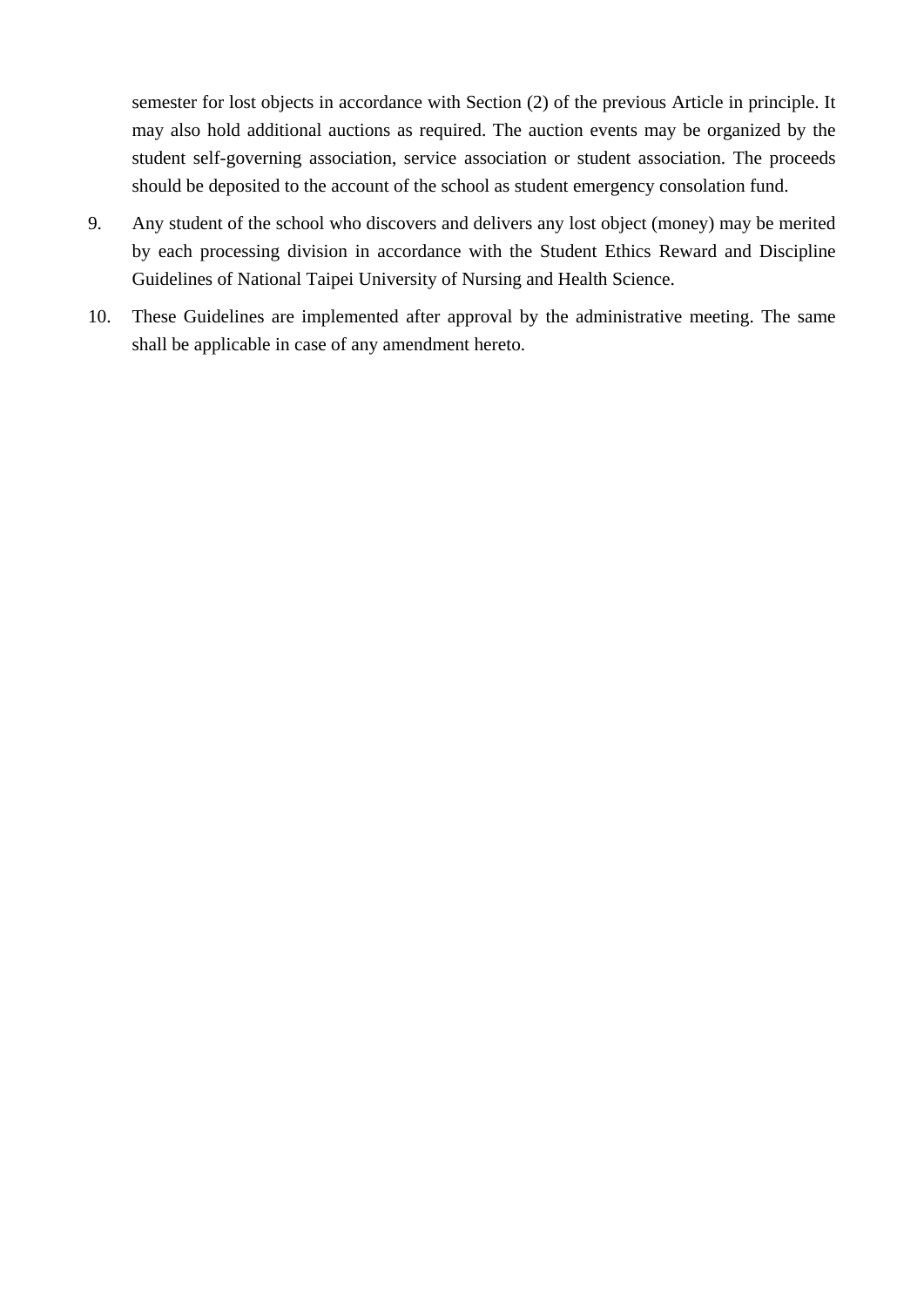semester for lost objects in accordance with Section (2) of the previous Article in principle. It may also hold additional auctions as required. The auction events may be organized by the student self-governing association, service association or student association. The proceeds should be deposited to the account of the school as student emergency consolation fund.

9. Any student of the school who discovers and delivers any lost object (money) may be merited by each processing division in accordance with the Student Ethics Reward and Discipline Guidelines of National Taipei University of Nursing and Health Science.

10. These Guidelines are implemented after approval by the administrative meeting. The same shall be applicable in case of any amendment hereto.